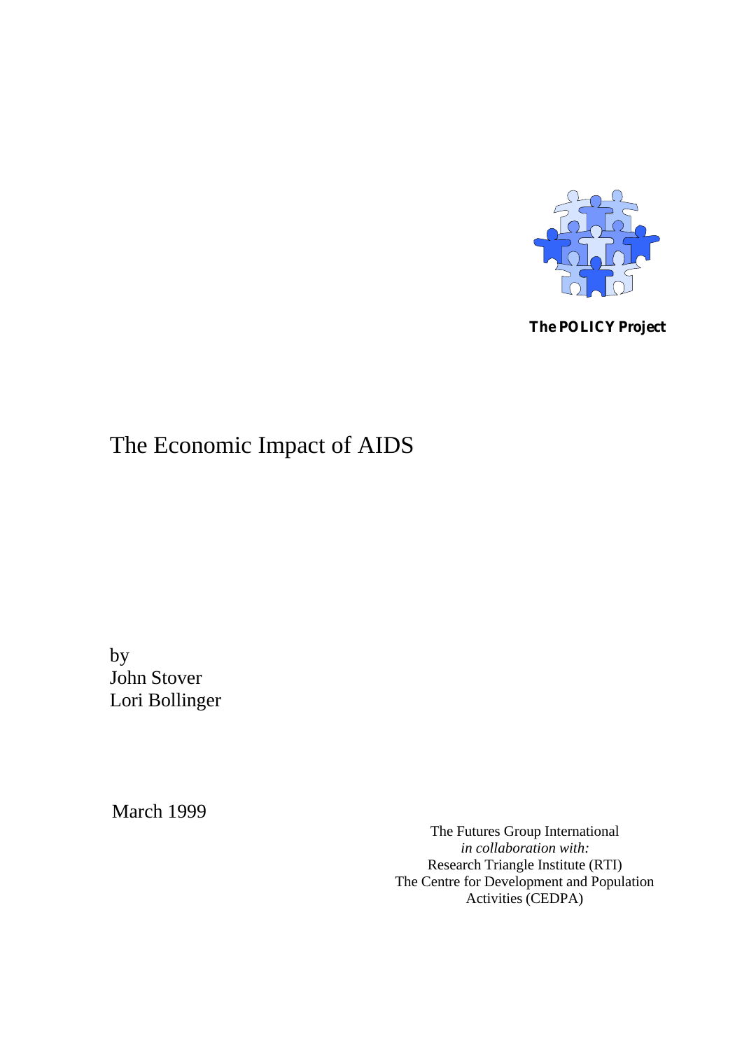**The POLICY Project**

# The Economic Impact of AIDS

by
John Stover
Lori Bollinger

March 1999

The Futures Group International
*in collaboration with:*
Research Triangle Institute (RTI)
The Centre for Development and Population Activities (CEDPA)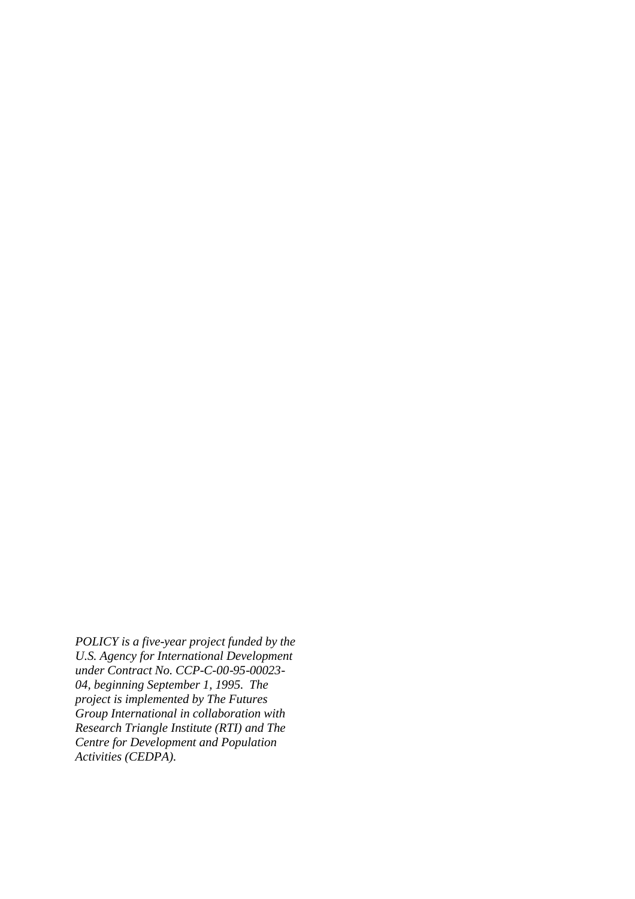*POLICY is a five-year project funded by the U.S. Agency for International Development under Contract No. CCP-C-00-95-00023-04, beginning September 1, 1995. The project is implemented by The Futures Group International in collaboration with Research Triangle Institute (RTI) and The Centre for Development and Population Activities (CEDPA).*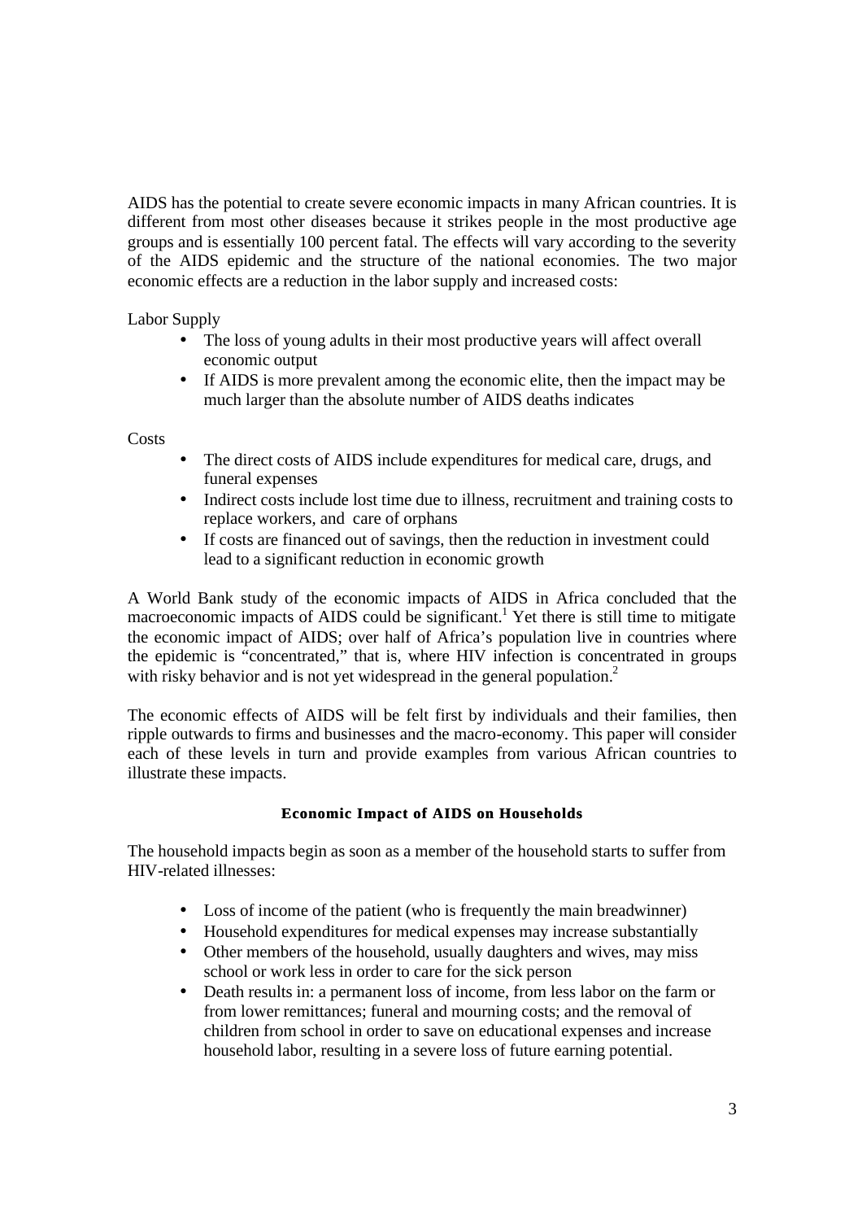AIDS has the potential to create severe economic impacts in many African countries. It is different from most other diseases because it strikes people in the most productive age groups and is essentially 100 percent fatal. The effects will vary according to the severity of the AIDS epidemic and the structure of the national economies. The two major economic effects are a reduction in the labor supply and increased costs:

Labor Supply

- The loss of young adults in their most productive years will affect overall economic output
- If AIDS is more prevalent among the economic elite, then the impact may be much larger than the absolute number of AIDS deaths indicates

Costs

- The direct costs of AIDS include expenditures for medical care, drugs, and funeral expenses
- Indirect costs include lost time due to illness, recruitment and training costs to replace workers, and care of orphans
- If costs are financed out of savings, then the reduction in investment could lead to a significant reduction in economic growth

A World Bank study of the economic impacts of AIDS in Africa concluded that the macroeconomic impacts of AIDS could be significant.[1] Yet there is still time to mitigate the economic impact of AIDS; over half of Africa's population live in countries where the epidemic is "concentrated," that is, where HIV infection is concentrated in groups with risky behavior and is not yet widespread in the general population.[2]

The economic effects of AIDS will be felt first by individuals and their families, then ripple outwards to firms and businesses and the macro-economy. This paper will consider each of these levels in turn and provide examples from various African countries to illustrate these impacts.

## Economic Impact of AIDS on Households

The household impacts begin as soon as a member of the household starts to suffer from HIV-related illnesses:

- Loss of income of the patient (who is frequently the main breadwinner)
- Household expenditures for medical expenses may increase substantially
- Other members of the household, usually daughters and wives, may miss school or work less in order to care for the sick person
- Death results in: a permanent loss of income, from less labor on the farm or from lower remittances; funeral and mourning costs; and the removal of children from school in order to save on educational expenses and increase household labor, resulting in a severe loss of future earning potential.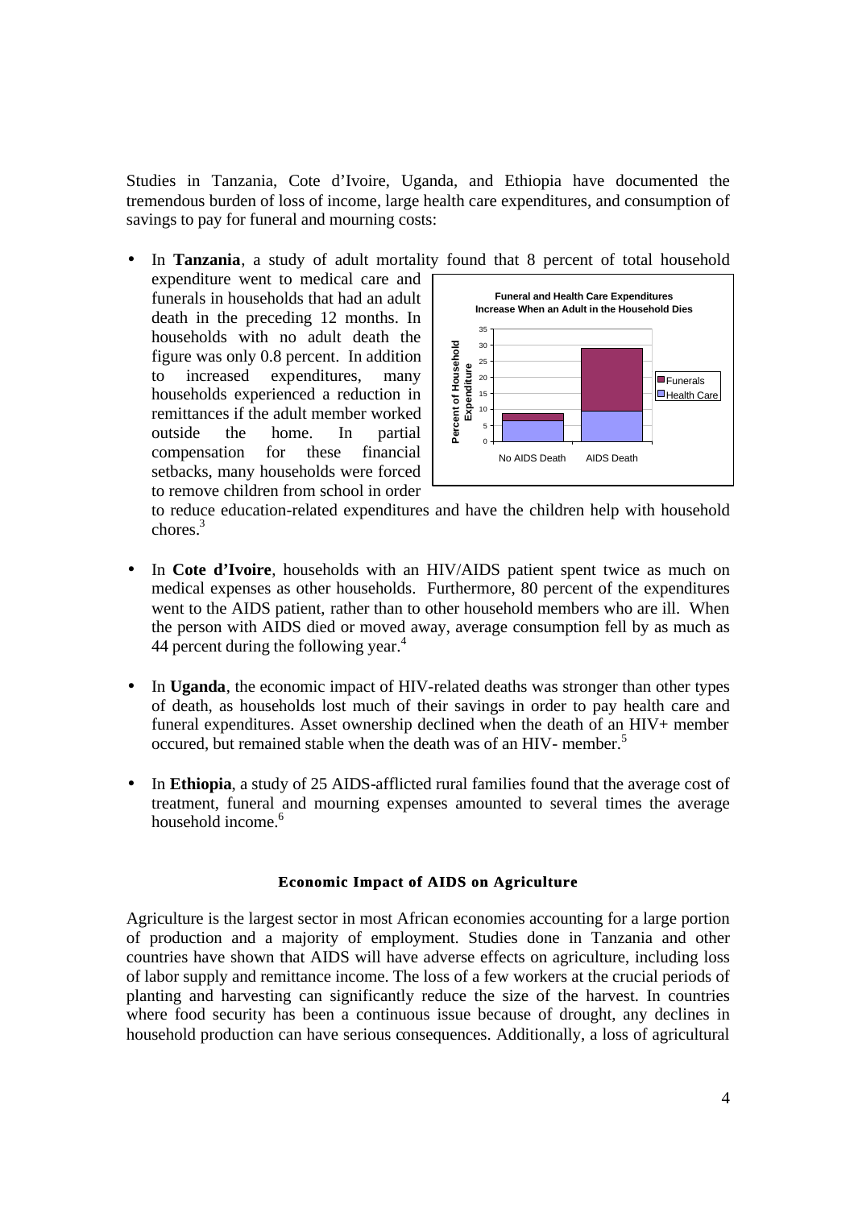Studies in Tanzania, Cote d'Ivoire, Uganda, and Ethiopia have documented the tremendous burden of loss of income, large health care expenditures, and consumption of savings to pay for funeral and mourning costs:

- In **Tanzania**, a study of adult mortality found that 8 percent of total household expenditure went to medical care and funerals in households that had an adult death in the preceding 12 months. In households with no adult death the figure was only 0.8 percent. In addition to increased expenditures, many households experienced a reduction in remittances if the adult member worked outside the home. In partial compensation for these financial setbacks, many households were forced to remove children from school in order to reduce education-related expenditures and have the children help with household chores.[3]

- In **Cote d'Ivoire**, households with an HIV/AIDS patient spent twice as much on medical expenses as other households. Furthermore, 80 percent of the expenditures went to the AIDS patient, rather than to other household members who are ill. When the person with AIDS died or moved away, average consumption fell by as much as 44 percent during the following year.[4]

- In **Uganda**, the economic impact of HIV-related deaths was stronger than other types of death, as households lost much of their savings in order to pay health care and funeral expenditures. Asset ownership declined when the death of an HIV+ member occured, but remained stable when the death was of an HIV- member.[5]

- In **Ethiopia**, a study of 25 AIDS-afflicted rural families found that the average cost of treatment, funeral and mourning expenses amounted to several times the average household income.[6]

**Funeral and Health Care Expenditures Increase When an Adult in the Household Dies**

### Economic Impact of AIDS on Agriculture

Agriculture is the largest sector in most African economies accounting for a large portion of production and a majority of employment. Studies done in Tanzania and other countries have shown that AIDS will have adverse effects on agriculture, including loss of labor supply and remittance income. The loss of a few workers at the crucial periods of planting and harvesting can significantly reduce the size of the harvest. In countries where food security has been a continuous issue because of drought, any declines in household production can have serious consequences. Additionally, a loss of agricultural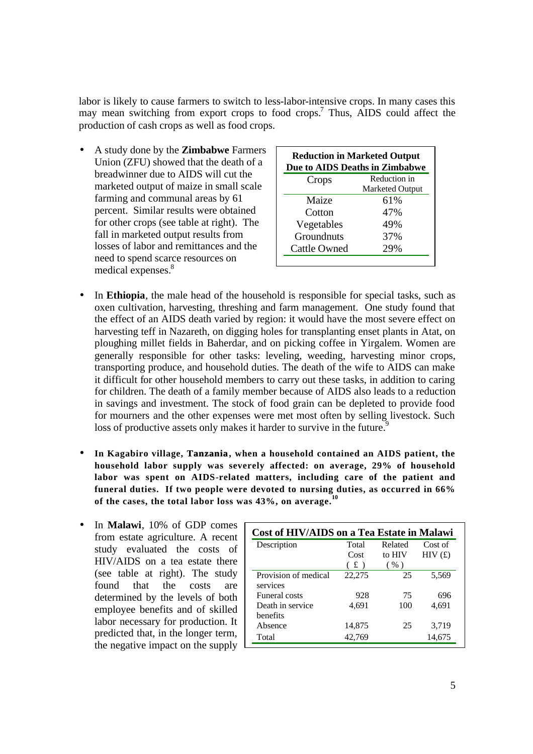labor is likely to cause farmers to switch to less-labor-intensive crops. In many cases this may mean switching from export crops to food crops.[7] Thus, AIDS could affect the production of cash crops as well as food crops.

- A study done by the **Zimbabwe** Farmers Union (ZFU) showed that the death of a breadwinner due to AIDS will cut the marketed output of maize in small scale farming and communal areas by 61 percent. Similar results were obtained for other crops (see table at right). The fall in marketed output results from losses of labor and remittances and the need to spend scarce resources on medical expenses.[8]

**Reduction in Marketed Output Due to AIDS Deaths in Zimbabwe**

| Crops | Reduction in Marketed Output |
|---|---|
| Maize | 61% |
| Cotton | 47% |
| Vegetables | 49% |
| Groundnuts | 37% |
| Cattle Owned | 29% |

- In **Ethiopia**, the male head of the household is responsible for special tasks, such as oxen cultivation, harvesting, threshing and farm management. One study found that the effect of an AIDS death varied by region: it would have the most severe effect on harvesting teff in Nazareth, on digging holes for transplanting enset plants in Atat, on ploughing millet fields in Baherdar, and on picking coffee in Yirgalem. Women are generally responsible for other tasks: leveling, weeding, harvesting minor crops, transporting produce, and household duties. The death of the wife to AIDS can make it difficult for other household members to carry out these tasks, in addition to caring for children. The death of a family member because of AIDS also leads to a reduction in savings and investment. The stock of food grain can be depleted to provide food for mourners and the other expenses were met most often by selling livestock. Such loss of productive assets only makes it harder to survive in the future.[9]

- **In Kagabiro village, Tanzania, when a household contained an AIDS patient, the household labor supply was severely affected: on average, 29% of household labor was spent on AIDS-related matters, including care of the patient and funeral duties. If two people were devoted to nursing duties, as occurred in 66% of the cases, the total labor loss was 43%, on average.[10]**

- In **Malawi**, 10% of GDP comes from estate agriculture. A recent study evaluated the costs of HIV/AIDS on a tea estate there (see table at right). The study found that the costs are determined by the levels of both employee benefits and of skilled labor necessary for production. It predicted that, in the longer term, the negative impact on the supply

**Cost of HIV/AIDS on a Tea Estate in Malawi**

| Description | Total Cost ( £ ) | Related to HIV ( % ) | Cost of HIV (£) |
|---|---|---|---|
| Provision of medical services | 22,275 | 25 | 5,569 |
| Funeral costs | 928 | 75 | 696 |
| Death in service benefits | 4,691 | 100 | 4,691 |
| Absence | 14,875 | 25 | 3,719 |
| Total | 42,769 | | 14,675 |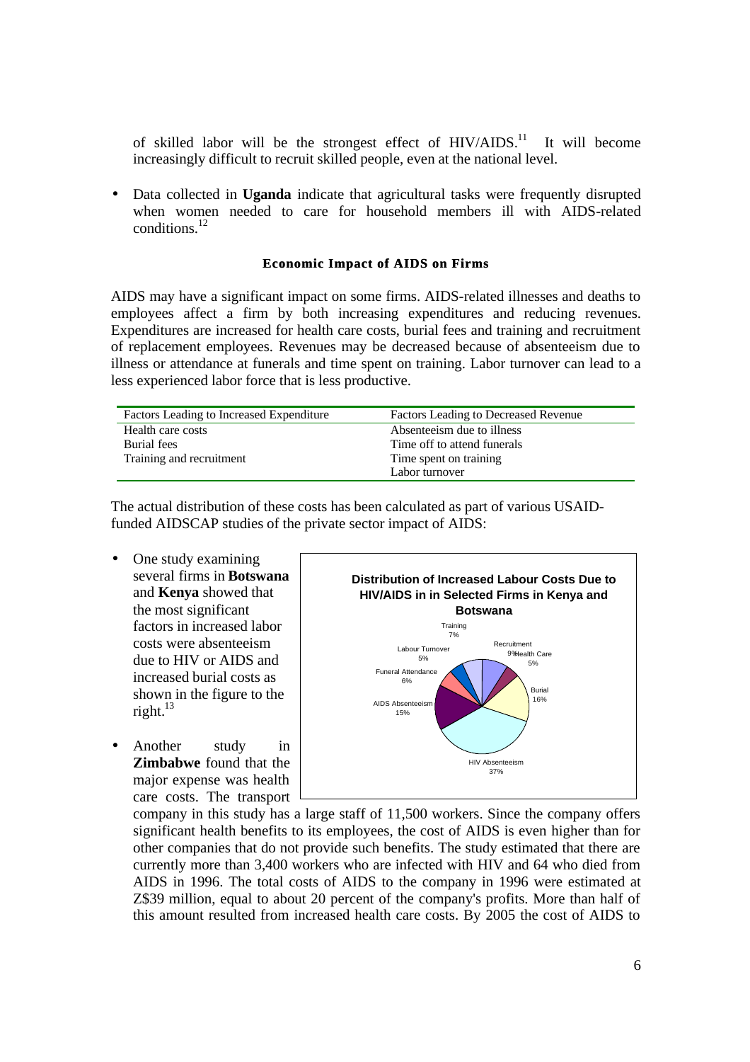of skilled labor will be the strongest effect of HIV/AIDS.[11] It will become increasingly difficult to recruit skilled people, even at the national level.

- Data collected in **Uganda** indicate that agricultural tasks were frequently disrupted when women needed to care for household members ill with AIDS-related conditions.[12]

### Economic Impact of AIDS on Firms

AIDS may have a significant impact on some firms. AIDS-related illnesses and deaths to employees affect a firm by both increasing expenditures and reducing revenues. Expenditures are increased for health care costs, burial fees and training and recruitment of replacement employees. Revenues may be decreased because of absenteeism due to illness or attendance at funerals and time spent on training. Labor turnover can lead to a less experienced labor force that is less productive.

| Factors Leading to Increased Expenditure | Factors Leading to Decreased Revenue |
|---|---|
| Health care costs | Absenteeism due to illness |
| Burial fees | Time off to attend funerals |
| Training and recruitment | Time spent on training |
| | Labor turnover |

The actual distribution of these costs has been calculated as part of various USAID-funded AIDSCAP studies of the private sector impact of AIDS:

- One study examining several firms in **Botswana** and **Kenya** showed that the most significant factors in increased labor costs were absenteeism due to HIV or AIDS and increased burial costs as shown in the figure to the right.[13]

**Distribution of Increased Labour Costs Due to HIV/AIDS in in Selected Firms in Kenya and Botswana**

| Category | Share |
|---|---|
| Training | 7% |
| Recruitment | 9% |
| Health Care | 5% |
| Burial | 16% |
| HIV Absenteeism | 37% |
| AIDS Absenteeism | 15% |
| Funeral Attendance | 6% |
| Labour Turnover | 5% |

- Another study in **Zimbabwe** found that the major expense was health care costs. The transport company in this study has a large staff of 11,500 workers. Since the company offers significant health benefits to its employees, the cost of AIDS is even higher than for other companies that do not provide such benefits. The study estimated that there are currently more than 3,400 workers who are infected with HIV and 64 who died from AIDS in 1996. The total costs of AIDS to the company in 1996 were estimated at Z$39 million, equal to about 20 percent of the company's profits. More than half of this amount resulted from increased health care costs. By 2005 the cost of AIDS to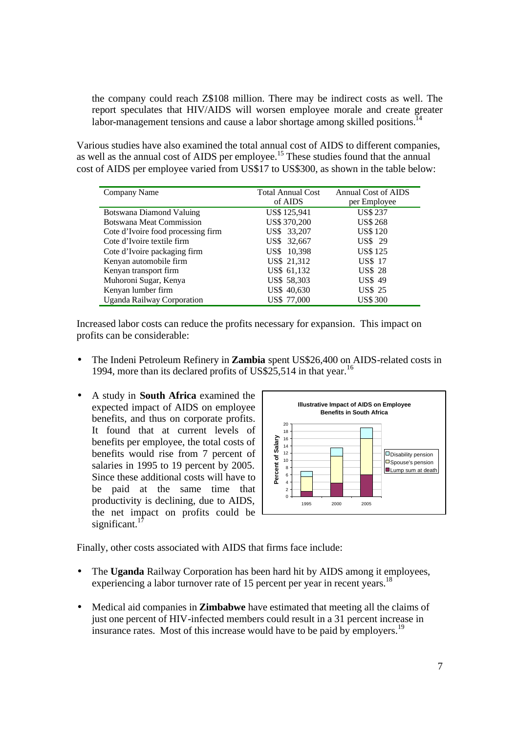the company could reach Z$108 million. There may be indirect costs as well. The report speculates that HIV/AIDS will worsen employee morale and create greater labor-management tensions and cause a labor shortage among skilled positions.[14]

Various studies have also examined the total annual cost of AIDS to different companies, as well as the annual cost of AIDS per employee.[15] These studies found that the annual cost of AIDS per employee varied from US$17 to US$300, as shown in the table below:

| Company Name | Total Annual Cost of AIDS | Annual Cost of AIDS per Employee |
|---|---|---|
| Botswana Diamond Valuing | US$ 125,941 | US$ 237 |
| Botswana Meat Commission | US$ 370,200 | US$ 268 |
| Cote d'Ivoire food processing firm | US$ 33,207 | US$ 120 |
| Cote d'Ivoire textile firm | US$ 32,667 | US$ 29 |
| Cote d'Ivoire packaging firm | US$ 10,398 | US$ 125 |
| Kenyan automobile firm | US$ 21,312 | US$ 17 |
| Kenyan transport firm | US$ 61,132 | US$ 28 |
| Muhoroni Sugar, Kenya | US$ 58,303 | US$ 49 |
| Kenyan lumber firm | US$ 40,630 | US$ 25 |
| Uganda Railway Corporation | US$ 77,000 | US$ 300 |

Increased labor costs can reduce the profits necessary for expansion. This impact on profits can be considerable:

- The Indeni Petroleum Refinery in **Zambia** spent US$26,400 on AIDS-related costs in 1994, more than its declared profits of US$25,514 in that year.[16]
- A study in **South Africa** examined the expected impact of AIDS on employee benefits, and thus on corporate profits. It found that at current levels of benefits per employee, the total costs of benefits would rise from 7 percent of salaries in 1995 to 19 percent by 2005. Since these additional costs will have to be paid at the same time that productivity is declining, due to AIDS, the net impact on profits could be significant.[17]

**Illustrative Impact of AIDS on Employee Benefits in South Africa**

Finally, other costs associated with AIDS that firms face include:

- The **Uganda** Railway Corporation has been hard hit by AIDS among it employees, experiencing a labor turnover rate of 15 percent per year in recent years.[18]
- Medical aid companies in **Zimbabwe** have estimated that meeting all the claims of just one percent of HIV-infected members could result in a 31 percent increase in insurance rates. Most of this increase would have to be paid by employers.[19]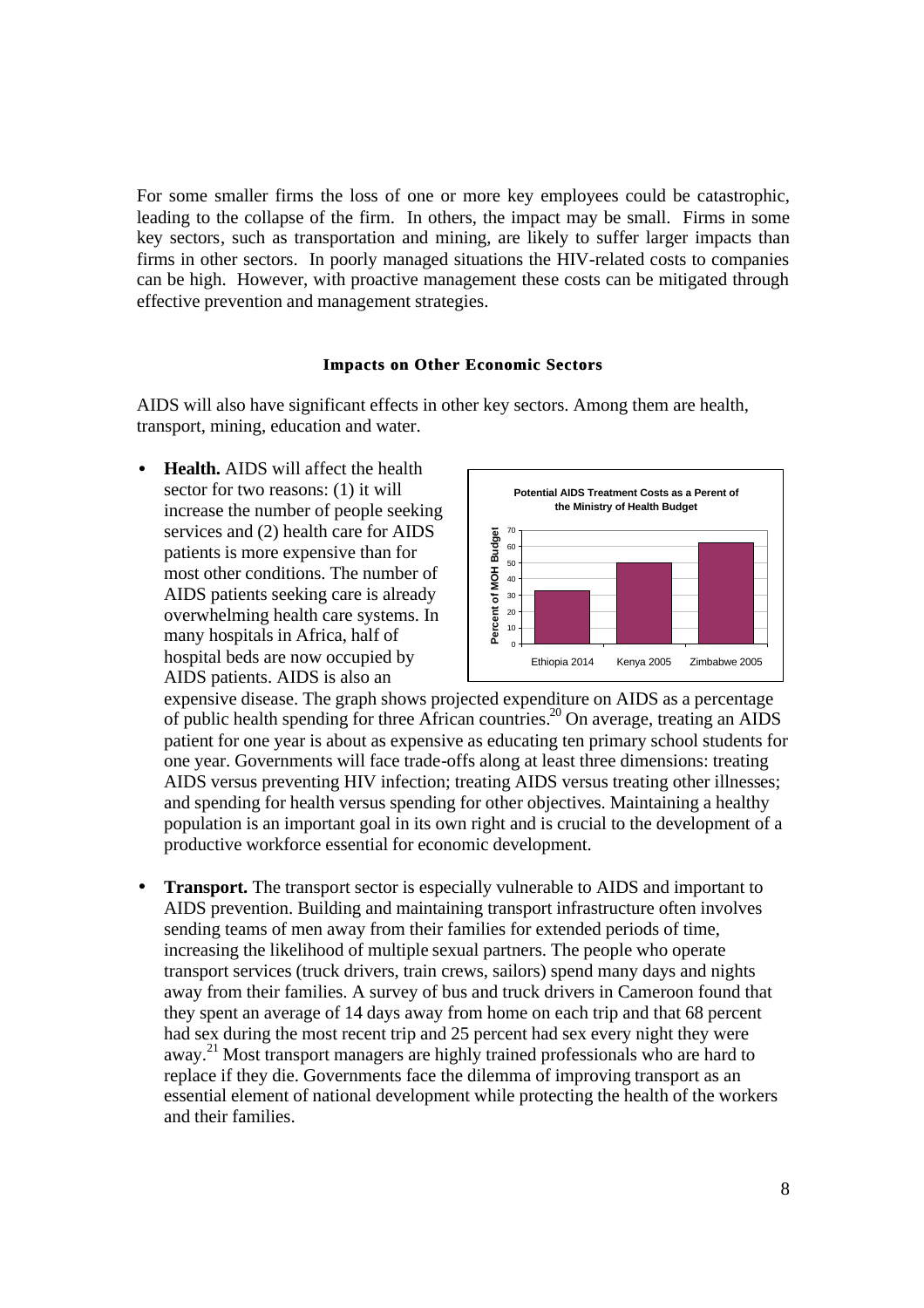For some smaller firms the loss of one or more key employees could be catastrophic, leading to the collapse of the firm. In others, the impact may be small. Firms in some key sectors, such as transportation and mining, are likely to suffer larger impacts than firms in other sectors. In poorly managed situations the HIV-related costs to companies can be high. However, with proactive management these costs can be mitigated through effective prevention and management strategies.

### Impacts on Other Economic Sectors

AIDS will also have significant effects in other key sectors. Among them are health, transport, mining, education and water.

- **Health.** AIDS will affect the health sector for two reasons: (1) it will increase the number of people seeking services and (2) health care for AIDS patients is more expensive than for most other conditions. The number of AIDS patients seeking care is already overwhelming health care systems. In many hospitals in Africa, half of hospital beds are now occupied by AIDS patients. AIDS is also an expensive disease. The graph shows projected expenditure on AIDS as a percentage of public health spending for three African countries.[20] On average, treating an AIDS patient for one year is about as expensive as educating ten primary school students for one year. Governments will face trade-offs along at least three dimensions: treating AIDS versus preventing HIV infection; treating AIDS versus treating other illnesses; and spending for health versus spending for other objectives. Maintaining a healthy population is an important goal in its own right and is crucial to the development of a productive workforce essential for economic development.

  **Potential AIDS Treatment Costs as a Perent of the Ministry of Health Budget**

- **Transport.** The transport sector is especially vulnerable to AIDS and important to AIDS prevention. Building and maintaining transport infrastructure often involves sending teams of men away from their families for extended periods of time, increasing the likelihood of multiple sexual partners. The people who operate transport services (truck drivers, train crews, sailors) spend many days and nights away from their families. A survey of bus and truck drivers in Cameroon found that they spent an average of 14 days away from home on each trip and that 68 percent had sex during the most recent trip and 25 percent had sex every night they were away.[21] Most transport managers are highly trained professionals who are hard to replace if they die. Governments face the dilemma of improving transport as an essential element of national development while protecting the health of the workers and their families.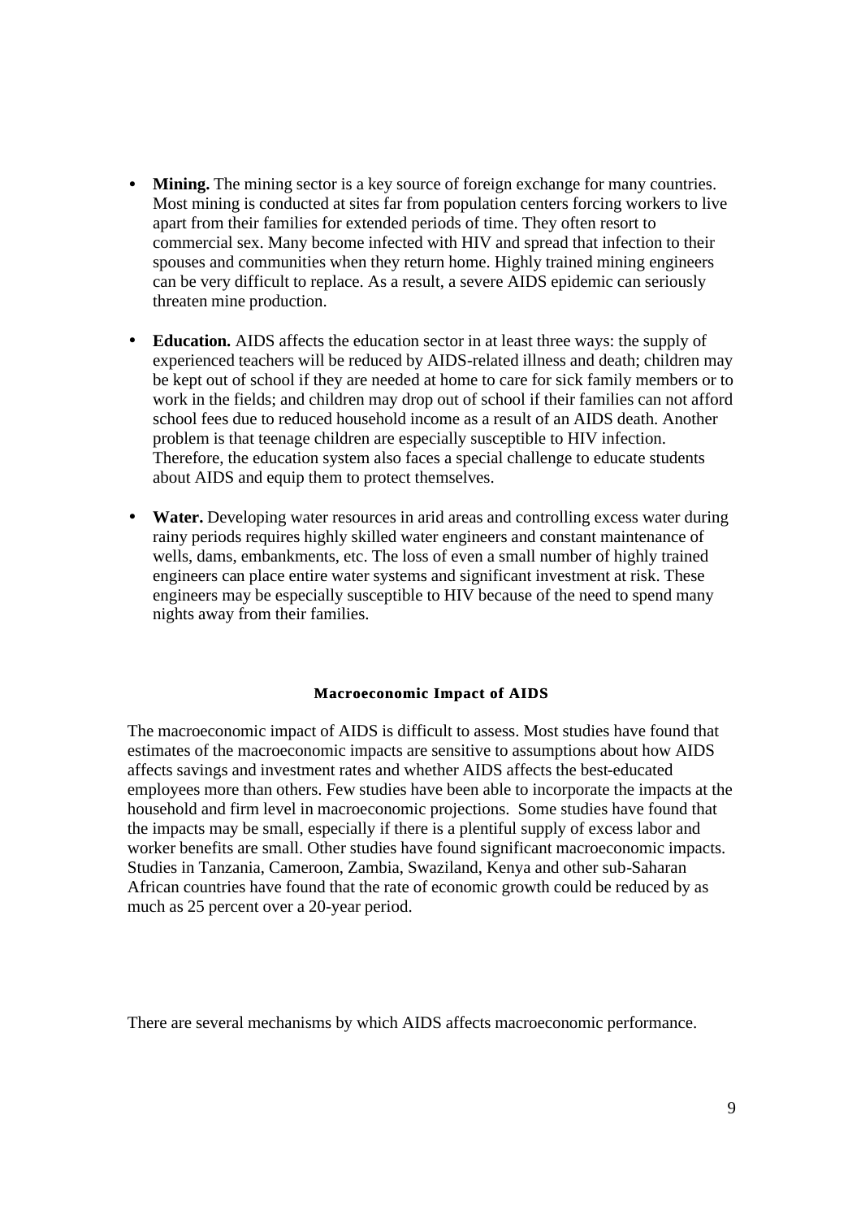- **Mining.** The mining sector is a key source of foreign exchange for many countries. Most mining is conducted at sites far from population centers forcing workers to live apart from their families for extended periods of time. They often resort to commercial sex. Many become infected with HIV and spread that infection to their spouses and communities when they return home. Highly trained mining engineers can be very difficult to replace. As a result, a severe AIDS epidemic can seriously threaten mine production.

- **Education.** AIDS affects the education sector in at least three ways: the supply of experienced teachers will be reduced by AIDS-related illness and death; children may be kept out of school if they are needed at home to care for sick family members or to work in the fields; and children may drop out of school if their families can not afford school fees due to reduced household income as a result of an AIDS death. Another problem is that teenage children are especially susceptible to HIV infection. Therefore, the education system also faces a special challenge to educate students about AIDS and equip them to protect themselves.

- **Water.** Developing water resources in arid areas and controlling excess water during rainy periods requires highly skilled water engineers and constant maintenance of wells, dams, embankments, etc. The loss of even a small number of highly trained engineers can place entire water systems and significant investment at risk. These engineers may be especially susceptible to HIV because of the need to spend many nights away from their families.

## Macroeconomic Impact of AIDS

The macroeconomic impact of AIDS is difficult to assess. Most studies have found that estimates of the macroeconomic impacts are sensitive to assumptions about how AIDS affects savings and investment rates and whether AIDS affects the best-educated employees more than others. Few studies have been able to incorporate the impacts at the household and firm level in macroeconomic projections. Some studies have found that the impacts may be small, especially if there is a plentiful supply of excess labor and worker benefits are small. Other studies have found significant macroeconomic impacts. Studies in Tanzania, Cameroon, Zambia, Swaziland, Kenya and other sub-Saharan African countries have found that the rate of economic growth could be reduced by as much as 25 percent over a 20-year period.

There are several mechanisms by which AIDS affects macroeconomic performance.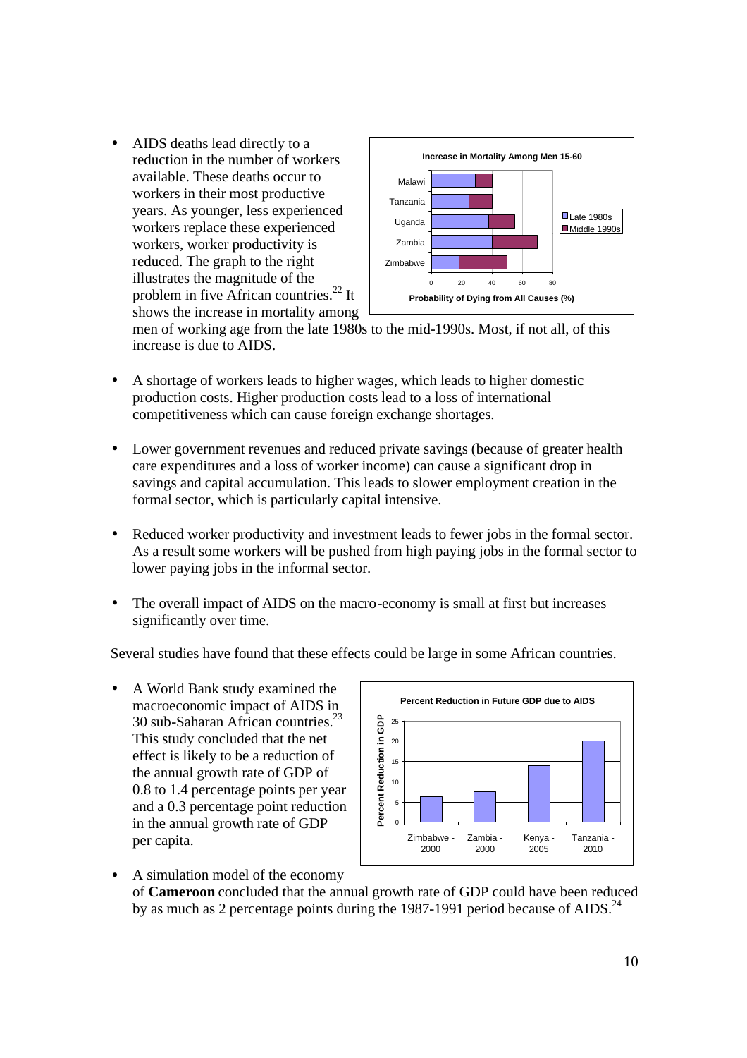- AIDS deaths lead directly to a reduction in the number of workers available. These deaths occur to workers in their most productive years. As younger, less experienced workers replace these experienced workers, worker productivity is reduced. The graph to the right illustrates the magnitude of the problem in five African countries.[22] It shows the increase in mortality among men of working age from the late 1980s to the mid-1990s. Most, if not all, of this increase is due to AIDS.

- A shortage of workers leads to higher wages, which leads to higher domestic production costs. Higher production costs lead to a loss of international competitiveness which can cause foreign exchange shortages.

- Lower government revenues and reduced private savings (because of greater health care expenditures and a loss of worker income) can cause a significant drop in savings and capital accumulation. This leads to slower employment creation in the formal sector, which is particularly capital intensive.

- Reduced worker productivity and investment leads to fewer jobs in the formal sector. As a result some workers will be pushed from high paying jobs in the formal sector to lower paying jobs in the informal sector.

- The overall impact of AIDS on the macro-economy is small at first but increases significantly over time.

Several studies have found that these effects could be large in some African countries.

- A World Bank study examined the macroeconomic impact of AIDS in 30 sub-Saharan African countries.[23] This study concluded that the net effect is likely to be a reduction of the annual growth rate of GDP of 0.8 to 1.4 percentage points per year and a 0.3 percentage point reduction in the annual growth rate of GDP per capita.

- A simulation model of the economy of **Cameroon** concluded that the annual growth rate of GDP could have been reduced by as much as 2 percentage points during the 1987-1991 period because of AIDS.[24]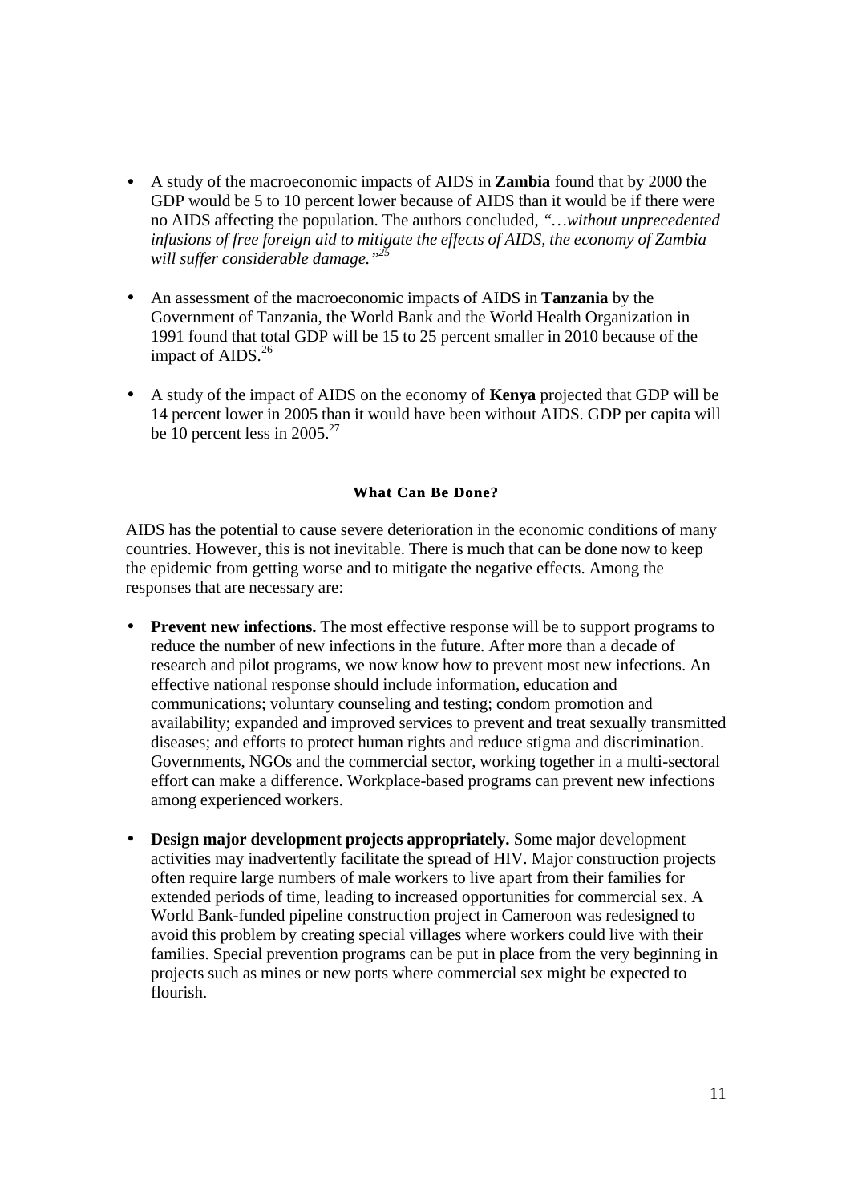- A study of the macroeconomic impacts of AIDS in **Zambia** found that by 2000 the GDP would be 5 to 10 percent lower because of AIDS than it would be if there were no AIDS affecting the population. The authors concluded, *"…without unprecedented infusions of free foreign aid to mitigate the effects of AIDS, the economy of Zambia will suffer considerable damage."*[25]

- An assessment of the macroeconomic impacts of AIDS in **Tanzania** by the Government of Tanzania, the World Bank and the World Health Organization in 1991 found that total GDP will be 15 to 25 percent smaller in 2010 because of the impact of AIDS.[26]

- A study of the impact of AIDS on the economy of **Kenya** projected that GDP will be 14 percent lower in 2005 than it would have been without AIDS. GDP per capita will be 10 percent less in 2005.[27]

### What Can Be Done?

AIDS has the potential to cause severe deterioration in the economic conditions of many countries. However, this is not inevitable. There is much that can be done now to keep the epidemic from getting worse and to mitigate the negative effects. Among the responses that are necessary are:

- **Prevent new infections.** The most effective response will be to support programs to reduce the number of new infections in the future. After more than a decade of research and pilot programs, we now know how to prevent most new infections. An effective national response should include information, education and communications; voluntary counseling and testing; condom promotion and availability; expanded and improved services to prevent and treat sexually transmitted diseases; and efforts to protect human rights and reduce stigma and discrimination. Governments, NGOs and the commercial sector, working together in a multi-sectoral effort can make a difference. Workplace-based programs can prevent new infections among experienced workers.

- **Design major development projects appropriately.** Some major development activities may inadvertently facilitate the spread of HIV. Major construction projects often require large numbers of male workers to live apart from their families for extended periods of time, leading to increased opportunities for commercial sex. A World Bank-funded pipeline construction project in Cameroon was redesigned to avoid this problem by creating special villages where workers could live with their families. Special prevention programs can be put in place from the very beginning in projects such as mines or new ports where commercial sex might be expected to flourish.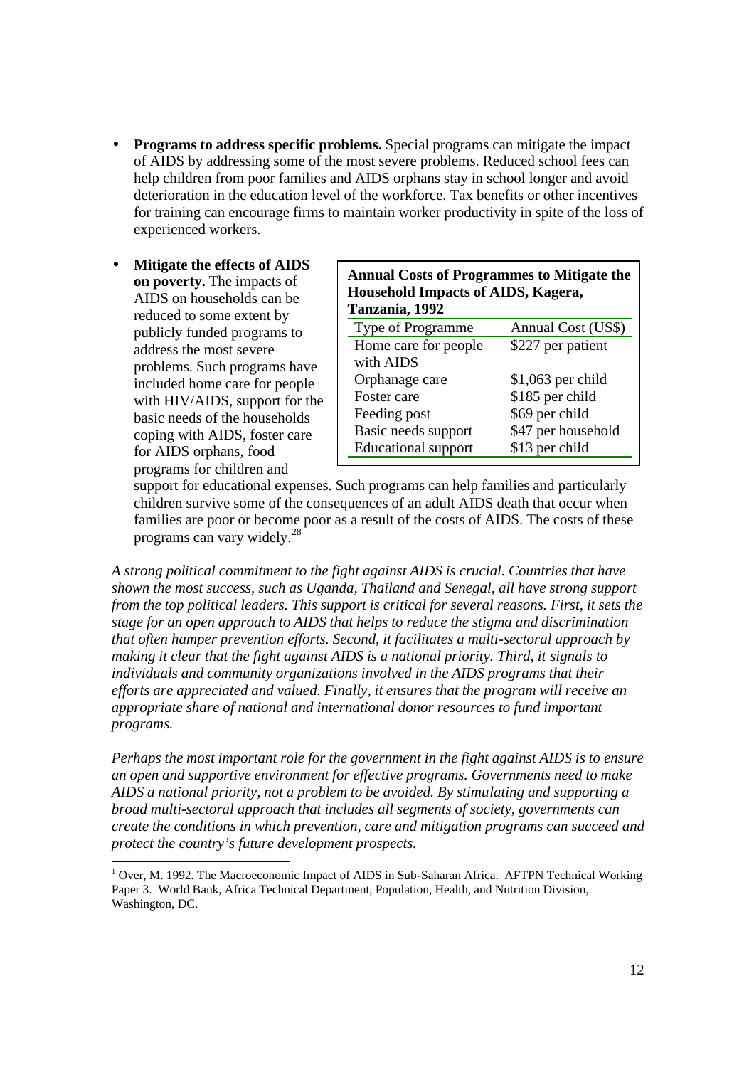- **Programs to address specific problems.** Special programs can mitigate the impact of AIDS by addressing some of the most severe problems. Reduced school fees can help children from poor families and AIDS orphans stay in school longer and avoid deterioration in the education level of the workforce. Tax benefits or other incentives for training can encourage firms to maintain worker productivity in spite of the loss of experienced workers.

- **Mitigate the effects of AIDS on poverty.** The impacts of AIDS on households can be reduced to some extent by publicly funded programs to address the most severe problems. Such programs have included home care for people with HIV/AIDS, support for the basic needs of the households coping with AIDS, foster care for AIDS orphans, food programs for children and support for educational expenses. Such programs can help families and particularly children survive some of the consequences of an adult AIDS death that occur when families are poor or become poor as a result of the costs of AIDS. The costs of these programs can vary widely.[28]

**Annual Costs of Programmes to Mitigate the Household Impacts of AIDS, Kagera, Tanzania, 1992**

| Type of Programme | Annual Cost (US$) |
|---|---|
| Home care for people with AIDS | $227 per patient |
| Orphanage care | $1,063 per child |
| Foster care | $185 per child |
| Feeding post | $69 per child |
| Basic needs support | $47 per household |
| Educational support | $13 per child |

*A strong political commitment to the fight against AIDS is crucial. Countries that have shown the most success, such as Uganda, Thailand and Senegal, all have strong support from the top political leaders. This support is critical for several reasons. First, it sets the stage for an open approach to AIDS that helps to reduce the stigma and discrimination that often hamper prevention efforts. Second, it facilitates a multi-sectoral approach by making it clear that the fight against AIDS is a national priority. Third, it signals to individuals and community organizations involved in the AIDS programs that their efforts are appreciated and valued. Finally, it ensures that the program will receive an appropriate share of national and international donor resources to fund important programs.*

*Perhaps the most important role for the government in the fight against AIDS is to ensure an open and supportive environment for effective programs. Governments need to make AIDS a national priority, not a problem to be avoided. By stimulating and supporting a broad multi-sectoral approach that includes all segments of society, governments can create the conditions in which prevention, care and mitigation programs can succeed and protect the country's future development prospects.*

[1] Over, M. 1992. The Macroeconomic Impact of AIDS in Sub-Saharan Africa. AFTPN Technical Working Paper 3. World Bank, Africa Technical Department, Population, Health, and Nutrition Division, Washington, DC.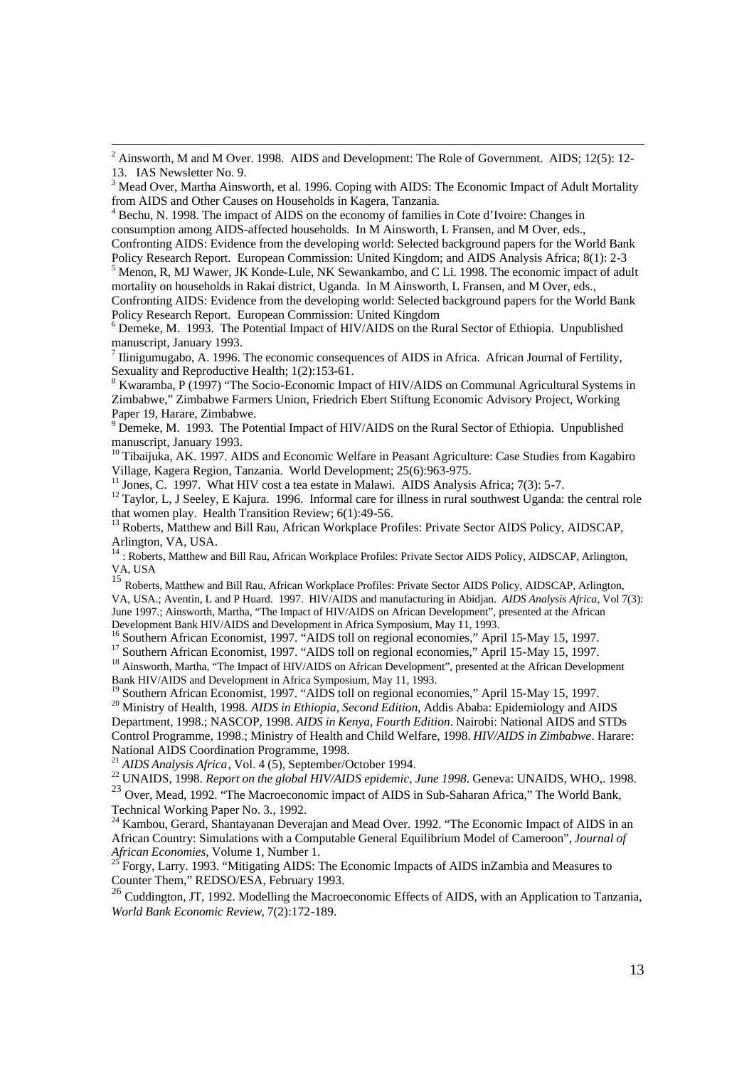[2] Ainsworth, M and M Over. 1998. AIDS and Development: The Role of Government. AIDS; 12(5): 12-13. IAS Newsletter No. 9.

[3] Mead Over, Martha Ainsworth, et al. 1996. Coping with AIDS: The Economic Impact of Adult Mortality from AIDS and Other Causes on Households in Kagera, Tanzania.

[4] Bechu, N. 1998. The impact of AIDS on the economy of families in Cote d'Ivoire: Changes in consumption among AIDS-affected households. In M Ainsworth, L Fransen, and M Over, eds., Confronting AIDS: Evidence from the developing world: Selected background papers for the World Bank Policy Research Report. European Commission: United Kingdom; and AIDS Analysis Africa; 8(1): 2-3

[5] Menon, R, MJ Wawer, JK Konde-Lule, NK Sewankambo, and C Li. 1998. The economic impact of adult mortality on households in Rakai district, Uganda. In M Ainsworth, L Fransen, and M Over, eds., Confronting AIDS: Evidence from the developing world: Selected background papers for the World Bank Policy Research Report. European Commission: United Kingdom

[6] Demeke, M. 1993. The Potential Impact of HIV/AIDS on the Rural Sector of Ethiopia. Unpublished manuscript, January 1993.

[7] Ilinigumugabo, A. 1996. The economic consequences of AIDS in Africa. African Journal of Fertility, Sexuality and Reproductive Health; 1(2):153-61.

[8] Kwaramba, P (1997) "The Socio-Economic Impact of HIV/AIDS on Communal Agricultural Systems in Zimbabwe," Zimbabwe Farmers Union, Friedrich Ebert Stiftung Economic Advisory Project, Working Paper 19, Harare, Zimbabwe.

[9] Demeke, M. 1993. The Potential Impact of HIV/AIDS on the Rural Sector of Ethiopia. Unpublished manuscript, January 1993.

[10] Tibaijuka, AK. 1997. AIDS and Economic Welfare in Peasant Agriculture: Case Studies from Kagabiro Village, Kagera Region, Tanzania. World Development; 25(6):963-975.

[11] Jones, C. 1997. What HIV cost a tea estate in Malawi. AIDS Analysis Africa; 7(3): 5-7.

[12] Taylor, L, J Seeley, E Kajura. 1996. Informal care for illness in rural southwest Uganda: the central role that women play. Health Transition Review; 6(1):49-56.

[13] Roberts, Matthew and Bill Rau, African Workplace Profiles: Private Sector AIDS Policy, AIDSCAP, Arlington, VA, USA.

[14] : Roberts, Matthew and Bill Rau, African Workplace Profiles: Private Sector AIDS Policy, AIDSCAP, Arlington, VA, USA

[15] Roberts, Matthew and Bill Rau, African Workplace Profiles: Private Sector AIDS Policy, AIDSCAP, Arlington, VA, USA.; Aventin, L and P Huard. 1997. HIV/AIDS and manufacturing in Abidjan. *AIDS Analysis Africa*, Vol 7(3): June 1997.; Ainsworth, Martha, "The Impact of HIV/AIDS on African Development", presented at the African Development Bank HIV/AIDS and Development in Africa Symposium, May 11, 1993.

[16] Southern African Economist, 1997. "AIDS toll on regional economies," April 15-May 15, 1997.

[17] Southern African Economist, 1997. "AIDS toll on regional economies," April 15-May 15, 1997.

[18] Ainsworth, Martha, "The Impact of HIV/AIDS on African Development", presented at the African Development Bank HIV/AIDS and Development in Africa Symposium, May 11, 1993.

[19] Southern African Economist, 1997. "AIDS toll on regional economies," April 15-May 15, 1997.

[20] Ministry of Health, 1998. *AIDS in Ethiopia, Second Edition*, Addis Ababa: Epidemiology and AIDS Department, 1998.; NASCOP, 1998. *AIDS in Kenya, Fourth Edition*. Nairobi: National AIDS and STDs Control Programme, 1998.; Ministry of Health and Child Welfare, 1998. *HIV/AIDS in Zimbabwe*. Harare: National AIDS Coordination Programme, 1998.

[21] *AIDS Analysis Africa*, Vol. 4 (5), September/October 1994.

[22] UNAIDS, 1998. *Report on the global HIV/AIDS epidemic, June 1998*. Geneva: UNAIDS, WHO,. 1998.

[23] Over, Mead, 1992. "The Macroeconomic impact of AIDS in Sub-Saharan Africa," The World Bank, Technical Working Paper No. 3., 1992.

[24] Kambou, Gerard, Shantayanan Deverajan and Mead Over. 1992. "The Economic Impact of AIDS in an African Country: Simulations with a Computable General Equilibrium Model of Cameroon", *Journal of African Economies*, Volume 1, Number 1.

[25] Forgy, Larry. 1993. "Mitigating AIDS: The Economic Impacts of AIDS inZambia and Measures to Counter Them," REDSO/ESA, February 1993.

[26] Cuddington, JT, 1992. Modelling the Macroeconomic Effects of AIDS, with an Application to Tanzania, *World Bank Economic Review*, 7(2):172-189.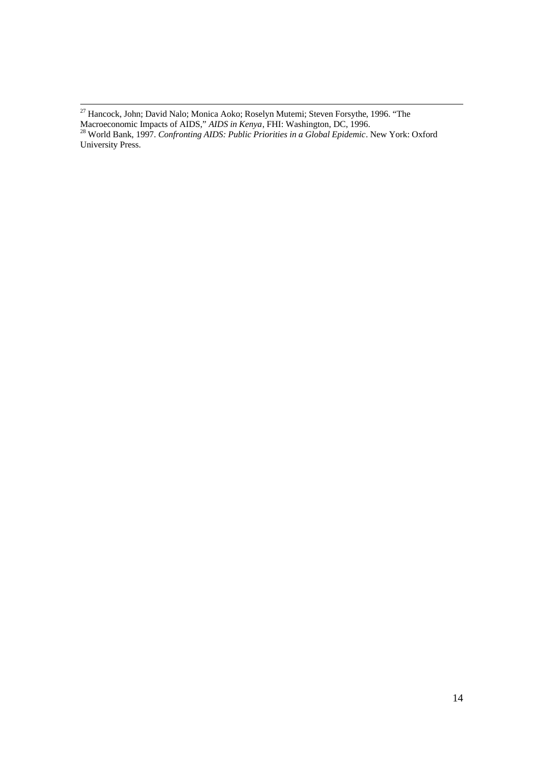[27] Hancock, John; David Nalo; Monica Aoko; Roselyn Mutemi; Steven Forsythe, 1996. "The Macroeconomic Impacts of AIDS," *AIDS in Kenya*, FHI: Washington, DC, 1996.

[28] World Bank, 1997. *Confronting AIDS: Public Priorities in a Global Epidemic*. New York: Oxford University Press.